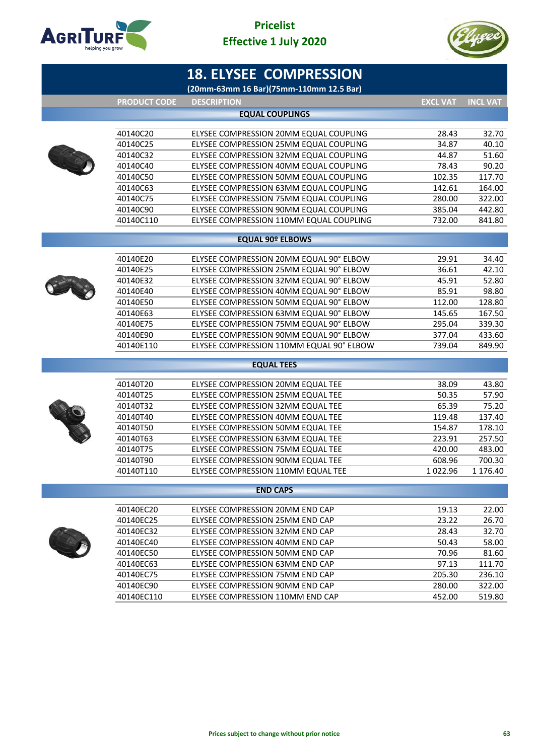Pricelist
Effective 1 July 2020

# 18. ELYSEE COMPRESSION

(20mm-63mm 16 Bar)(75mm-110mm 12.5 Bar)

| PRODUCT CODE | DESCRIPTION | EXCL VAT | INCL VAT |
|---|---|---|---|
| | **EQUAL COUPLINGS** | | |
| 40140C20 | ELYSEE COMPRESSION 20MM EQUAL COUPLING | 28.43 | 32.70 |
| 40140C25 | ELYSEE COMPRESSION 25MM EQUAL COUPLING | 34.87 | 40.10 |
| 40140C32 | ELYSEE COMPRESSION 32MM EQUAL COUPLING | 44.87 | 51.60 |
| 40140C40 | ELYSEE COMPRESSION 40MM EQUAL COUPLING | 78.43 | 90.20 |
| 40140C50 | ELYSEE COMPRESSION 50MM EQUAL COUPLING | 102.35 | 117.70 |
| 40140C63 | ELYSEE COMPRESSION 63MM EQUAL COUPLING | 142.61 | 164.00 |
| 40140C75 | ELYSEE COMPRESSION 75MM EQUAL COUPLING | 280.00 | 322.00 |
| 40140C90 | ELYSEE COMPRESSION 90MM EQUAL COUPLING | 385.04 | 442.80 |
| 40140C110 | ELYSEE COMPRESSION 110MM EQUAL COUPLING | 732.00 | 841.80 |
| | **EQUAL 90º ELBOWS** | | |
| 40140E20 | ELYSEE COMPRESSION 20MM EQUAL 90° ELBOW | 29.91 | 34.40 |
| 40140E25 | ELYSEE COMPRESSION 25MM EQUAL 90° ELBOW | 36.61 | 42.10 |
| 40140E32 | ELYSEE COMPRESSION 32MM EQUAL 90° ELBOW | 45.91 | 52.80 |
| 40140E40 | ELYSEE COMPRESSION 40MM EQUAL 90° ELBOW | 85.91 | 98.80 |
| 40140E50 | ELYSEE COMPRESSION 50MM EQUAL 90° ELBOW | 112.00 | 128.80 |
| 40140E63 | ELYSEE COMPRESSION 63MM EQUAL 90° ELBOW | 145.65 | 167.50 |
| 40140E75 | ELYSEE COMPRESSION 75MM EQUAL 90° ELBOW | 295.04 | 339.30 |
| 40140E90 | ELYSEE COMPRESSION 90MM EQUAL 90° ELBOW | 377.04 | 433.60 |
| 40140E110 | ELYSEE COMPRESSION 110MM EQUAL 90° ELBOW | 739.04 | 849.90 |
| | **EQUAL TEES** | | |
| 40140T20 | ELYSEE COMPRESSION 20MM EQUAL TEE | 38.09 | 43.80 |
| 40140T25 | ELYSEE COMPRESSION 25MM EQUAL TEE | 50.35 | 57.90 |
| 40140T32 | ELYSEE COMPRESSION 32MM EQUAL TEE | 65.39 | 75.20 |
| 40140T40 | ELYSEE COMPRESSION 40MM EQUAL TEE | 119.48 | 137.40 |
| 40140T50 | ELYSEE COMPRESSION 50MM EQUAL TEE | 154.87 | 178.10 |
| 40140T63 | ELYSEE COMPRESSION 63MM EQUAL TEE | 223.91 | 257.50 |
| 40140T75 | ELYSEE COMPRESSION 75MM EQUAL TEE | 420.00 | 483.00 |
| 40140T90 | ELYSEE COMPRESSION 90MM EQUAL TEE | 608.96 | 700.30 |
| 40140T110 | ELYSEE COMPRESSION 110MM EQUAL TEE | 1 022.96 | 1 176.40 |
| | **END CAPS** | | |
| 40140EC20 | ELYSEE COMPRESSION 20MM END CAP | 19.13 | 22.00 |
| 40140EC25 | ELYSEE COMPRESSION 25MM END CAP | 23.22 | 26.70 |
| 40140EC32 | ELYSEE COMPRESSION 32MM END CAP | 28.43 | 32.70 |
| 40140EC40 | ELYSEE COMPRESSION 40MM END CAP | 50.43 | 58.00 |
| 40140EC50 | ELYSEE COMPRESSION 50MM END CAP | 70.96 | 81.60 |
| 40140EC63 | ELYSEE COMPRESSION 63MM END CAP | 97.13 | 111.70 |
| 40140EC75 | ELYSEE COMPRESSION 75MM END CAP | 205.30 | 236.10 |
| 40140EC90 | ELYSEE COMPRESSION 90MM END CAP | 280.00 | 322.00 |
| 40140EC110 | ELYSEE COMPRESSION 110MM END CAP | 452.00 | 519.80 |

Prices subject to change without prior notice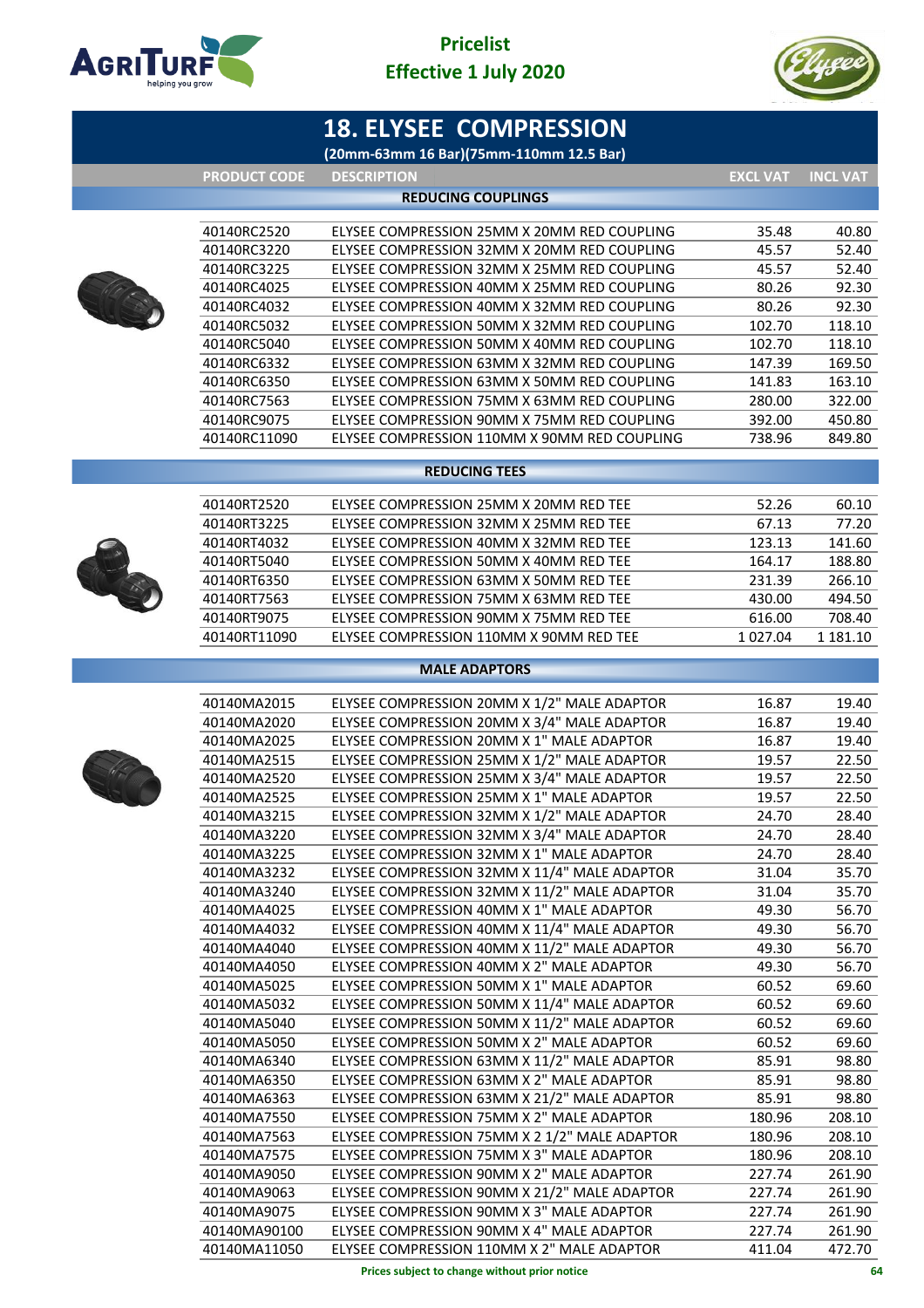Pricelist
Effective 1 July 2020

# 18. ELYSEE COMPRESSION

(20mm-63mm 16 Bar)(75mm-110mm 12.5 Bar)

| PRODUCT CODE | DESCRIPTION | EXCL VAT | INCL VAT |
|---|---|---|---|
| | **REDUCING COUPLINGS** | | |
| 40140RC2520 | ELYSEE COMPRESSION 25MM X 20MM RED COUPLING | 35.48 | 40.80 |
| 40140RC3220 | ELYSEE COMPRESSION 32MM X 20MM RED COUPLING | 45.57 | 52.40 |
| 40140RC3225 | ELYSEE COMPRESSION 32MM X 25MM RED COUPLING | 45.57 | 52.40 |
| 40140RC4025 | ELYSEE COMPRESSION 40MM X 25MM RED COUPLING | 80.26 | 92.30 |
| 40140RC4032 | ELYSEE COMPRESSION 40MM X 32MM RED COUPLING | 80.26 | 92.30 |
| 40140RC5032 | ELYSEE COMPRESSION 50MM X 32MM RED COUPLING | 102.70 | 118.10 |
| 40140RC5040 | ELYSEE COMPRESSION 50MM X 40MM RED COUPLING | 102.70 | 118.10 |
| 40140RC6332 | ELYSEE COMPRESSION 63MM X 32MM RED COUPLING | 147.39 | 169.50 |
| 40140RC6350 | ELYSEE COMPRESSION 63MM X 50MM RED COUPLING | 141.83 | 163.10 |
| 40140RC7563 | ELYSEE COMPRESSION 75MM X 63MM RED COUPLING | 280.00 | 322.00 |
| 40140RC9075 | ELYSEE COMPRESSION 90MM X 75MM RED COUPLING | 392.00 | 450.80 |
| 40140RC11090 | ELYSEE COMPRESSION 110MM X 90MM RED COUPLING | 738.96 | 849.80 |
| | **REDUCING TEES** | | |
| 40140RT2520 | ELYSEE COMPRESSION 25MM X 20MM RED TEE | 52.26 | 60.10 |
| 40140RT3225 | ELYSEE COMPRESSION 32MM X 25MM RED TEE | 67.13 | 77.20 |
| 40140RT4032 | ELYSEE COMPRESSION 40MM X 32MM RED TEE | 123.13 | 141.60 |
| 40140RT5040 | ELYSEE COMPRESSION 50MM X 40MM RED TEE | 164.17 | 188.80 |
| 40140RT6350 | ELYSEE COMPRESSION 63MM X 50MM RED TEE | 231.39 | 266.10 |
| 40140RT7563 | ELYSEE COMPRESSION 75MM X 63MM RED TEE | 430.00 | 494.50 |
| 40140RT9075 | ELYSEE COMPRESSION 90MM X 75MM RED TEE | 616.00 | 708.40 |
| 40140RT11090 | ELYSEE COMPRESSION 110MM X 90MM RED TEE | 1 027.04 | 1 181.10 |
| | **MALE ADAPTORS** | | |
| 40140MA2015 | ELYSEE COMPRESSION 20MM X 1/2" MALE ADAPTOR | 16.87 | 19.40 |
| 40140MA2020 | ELYSEE COMPRESSION 20MM X 3/4" MALE ADAPTOR | 16.87 | 19.40 |
| 40140MA2025 | ELYSEE COMPRESSION 20MM X 1" MALE ADAPTOR | 16.87 | 19.40 |
| 40140MA2515 | ELYSEE COMPRESSION 25MM X 1/2" MALE ADAPTOR | 19.57 | 22.50 |
| 40140MA2520 | ELYSEE COMPRESSION 25MM X 3/4" MALE ADAPTOR | 19.57 | 22.50 |
| 40140MA2525 | ELYSEE COMPRESSION 25MM X 1" MALE ADAPTOR | 19.57 | 22.50 |
| 40140MA3215 | ELYSEE COMPRESSION 32MM X 1/2" MALE ADAPTOR | 24.70 | 28.40 |
| 40140MA3220 | ELYSEE COMPRESSION 32MM X 3/4" MALE ADAPTOR | 24.70 | 28.40 |
| 40140MA3225 | ELYSEE COMPRESSION 32MM X 1" MALE ADAPTOR | 24.70 | 28.40 |
| 40140MA3232 | ELYSEE COMPRESSION 32MM X 11/4" MALE ADAPTOR | 31.04 | 35.70 |
| 40140MA3240 | ELYSEE COMPRESSION 32MM X 11/2" MALE ADAPTOR | 31.04 | 35.70 |
| 40140MA4025 | ELYSEE COMPRESSION 40MM X 1" MALE ADAPTOR | 49.30 | 56.70 |
| 40140MA4032 | ELYSEE COMPRESSION 40MM X 11/4" MALE ADAPTOR | 49.30 | 56.70 |
| 40140MA4040 | ELYSEE COMPRESSION 40MM X 11/2" MALE ADAPTOR | 49.30 | 56.70 |
| 40140MA4050 | ELYSEE COMPRESSION 40MM X 2" MALE ADAPTOR | 49.30 | 56.70 |
| 40140MA5025 | ELYSEE COMPRESSION 50MM X 1" MALE ADAPTOR | 60.52 | 69.60 |
| 40140MA5032 | ELYSEE COMPRESSION 50MM X 11/4" MALE ADAPTOR | 60.52 | 69.60 |
| 40140MA5040 | ELYSEE COMPRESSION 50MM X 11/2" MALE ADAPTOR | 60.52 | 69.60 |
| 40140MA5050 | ELYSEE COMPRESSION 50MM X 2" MALE ADAPTOR | 60.52 | 69.60 |
| 40140MA6340 | ELYSEE COMPRESSION 63MM X 11/2" MALE ADAPTOR | 85.91 | 98.80 |
| 40140MA6350 | ELYSEE COMPRESSION 63MM X 2" MALE ADAPTOR | 85.91 | 98.80 |
| 40140MA6363 | ELYSEE COMPRESSION 63MM X 21/2" MALE ADAPTOR | 85.91 | 98.80 |
| 40140MA7550 | ELYSEE COMPRESSION 75MM X 2" MALE ADAPTOR | 180.96 | 208.10 |
| 40140MA7563 | ELYSEE COMPRESSION 75MM X 2 1/2" MALE ADAPTOR | 180.96 | 208.10 |
| 40140MA7575 | ELYSEE COMPRESSION 75MM X 3" MALE ADAPTOR | 180.96 | 208.10 |
| 40140MA9050 | ELYSEE COMPRESSION 90MM X 2" MALE ADAPTOR | 227.74 | 261.90 |
| 40140MA9063 | ELYSEE COMPRESSION 90MM X 21/2" MALE ADAPTOR | 227.74 | 261.90 |
| 40140MA9075 | ELYSEE COMPRESSION 90MM X 3" MALE ADAPTOR | 227.74 | 261.90 |
| 40140MA90100 | ELYSEE COMPRESSION 90MM X 4" MALE ADAPTOR | 227.74 | 261.90 |
| 40140MA11050 | ELYSEE COMPRESSION 110MM X 2" MALE ADAPTOR | 411.04 | 472.70 |

Prices subject to change without prior notice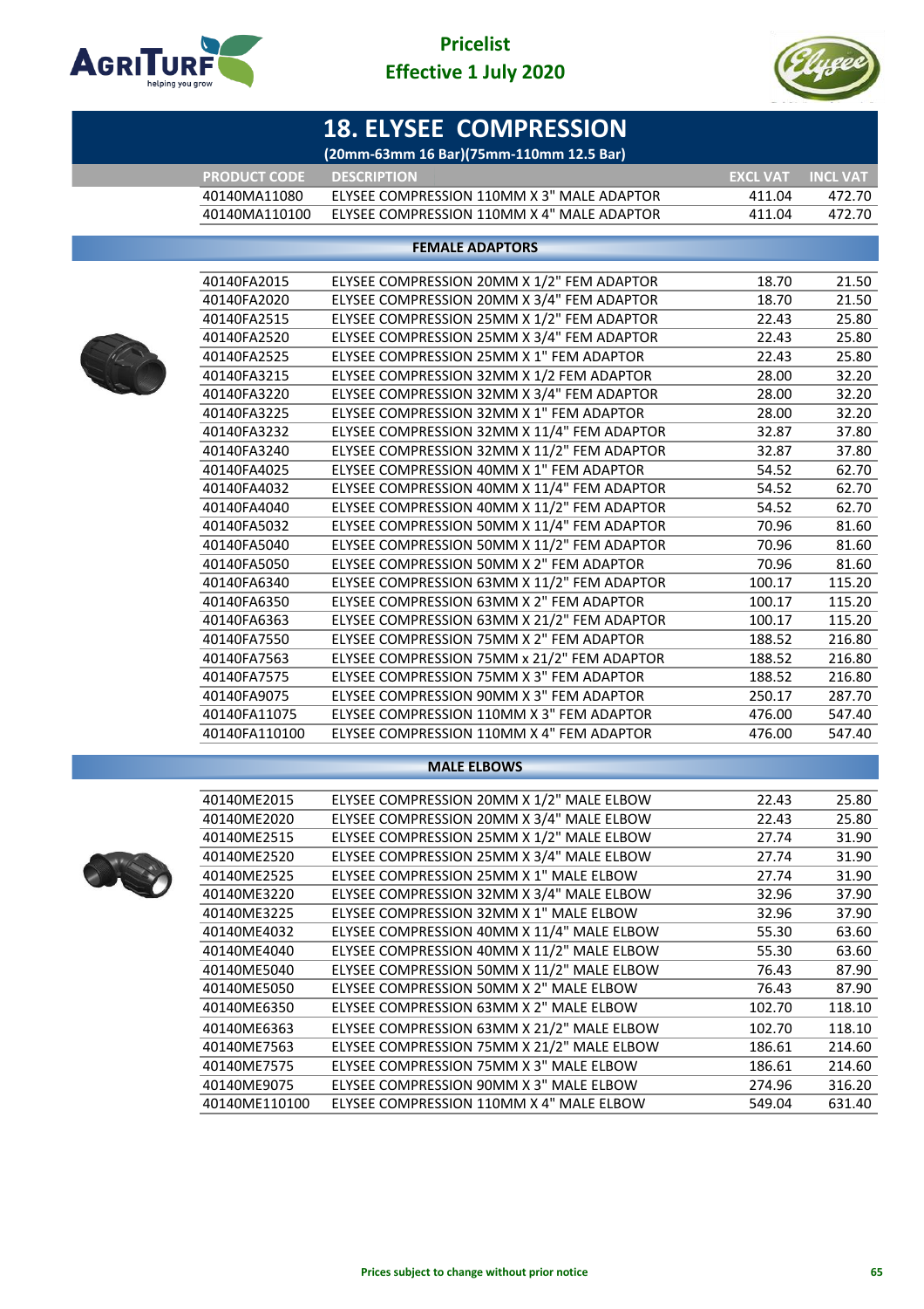Pricelist
Effective 1 July 2020

# 18. ELYSEE COMPRESSION

(20mm-63mm 16 Bar)(75mm-110mm 12.5 Bar)

| PRODUCT CODE | DESCRIPTION | EXCL VAT | INCL VAT |
|---|---|---|---|
| 40140MA11080 | ELYSEE COMPRESSION 110MM X 3" MALE ADAPTOR | 411.04 | 472.70 |
| 40140MA110100 | ELYSEE COMPRESSION 110MM X 4" MALE ADAPTOR | 411.04 | 472.70 |

## FEMALE ADAPTORS

| PRODUCT CODE | DESCRIPTION | EXCL VAT | INCL VAT |
|---|---|---|---|
| 40140FA2015 | ELYSEE COMPRESSION 20MM X 1/2" FEM ADAPTOR | 18.70 | 21.50 |
| 40140FA2020 | ELYSEE COMPRESSION 20MM X 3/4" FEM ADAPTOR | 18.70 | 21.50 |
| 40140FA2515 | ELYSEE COMPRESSION 25MM X 1/2" FEM ADAPTOR | 22.43 | 25.80 |
| 40140FA2520 | ELYSEE COMPRESSION 25MM X 3/4" FEM ADAPTOR | 22.43 | 25.80 |
| 40140FA2525 | ELYSEE COMPRESSION 25MM X 1" FEM ADAPTOR | 22.43 | 25.80 |
| 40140FA3215 | ELYSEE COMPRESSION 32MM X 1/2 FEM ADAPTOR | 28.00 | 32.20 |
| 40140FA3220 | ELYSEE COMPRESSION 32MM X 3/4" FEM ADAPTOR | 28.00 | 32.20 |
| 40140FA3225 | ELYSEE COMPRESSION 32MM X 1" FEM ADAPTOR | 28.00 | 32.20 |
| 40140FA3232 | ELYSEE COMPRESSION 32MM X 11/4" FEM ADAPTOR | 32.87 | 37.80 |
| 40140FA3240 | ELYSEE COMPRESSION 32MM X 11/2" FEM ADAPTOR | 32.87 | 37.80 |
| 40140FA4025 | ELYSEE COMPRESSION 40MM X 1" FEM ADAPTOR | 54.52 | 62.70 |
| 40140FA4032 | ELYSEE COMPRESSION 40MM X 11/4" FEM ADAPTOR | 54.52 | 62.70 |
| 40140FA4040 | ELYSEE COMPRESSION 40MM X 11/2" FEM ADAPTOR | 54.52 | 62.70 |
| 40140FA5032 | ELYSEE COMPRESSION 50MM X 11/4" FEM ADAPTOR | 70.96 | 81.60 |
| 40140FA5040 | ELYSEE COMPRESSION 50MM X 11/2" FEM ADAPTOR | 70.96 | 81.60 |
| 40140FA5050 | ELYSEE COMPRESSION 50MM X 2" FEM ADAPTOR | 70.96 | 81.60 |
| 40140FA6340 | ELYSEE COMPRESSION 63MM X 11/2" FEM ADAPTOR | 100.17 | 115.20 |
| 40140FA6350 | ELYSEE COMPRESSION 63MM X 2" FEM ADAPTOR | 100.17 | 115.20 |
| 40140FA6363 | ELYSEE COMPRESSION 63MM X 21/2" FEM ADAPTOR | 100.17 | 115.20 |
| 40140FA7550 | ELYSEE COMPRESSION 75MM X 2" FEM ADAPTOR | 188.52 | 216.80 |
| 40140FA7563 | ELYSEE COMPRESSION 75MM x 21/2" FEM ADAPTOR | 188.52 | 216.80 |
| 40140FA7575 | ELYSEE COMPRESSION 75MM X 3" FEM ADAPTOR | 188.52 | 216.80 |
| 40140FA9075 | ELYSEE COMPRESSION 90MM X 3" FEM ADAPTOR | 250.17 | 287.70 |
| 40140FA11075 | ELYSEE COMPRESSION 110MM X 3" FEM ADAPTOR | 476.00 | 547.40 |
| 40140FA110100 | ELYSEE COMPRESSION 110MM X 4" FEM ADAPTOR | 476.00 | 547.40 |

## MALE ELBOWS

| PRODUCT CODE | DESCRIPTION | EXCL VAT | INCL VAT |
|---|---|---|---|
| 40140ME2015 | ELYSEE COMPRESSION 20MM X 1/2" MALE ELBOW | 22.43 | 25.80 |
| 40140ME2020 | ELYSEE COMPRESSION 20MM X 3/4" MALE ELBOW | 22.43 | 25.80 |
| 40140ME2515 | ELYSEE COMPRESSION 25MM X 1/2" MALE ELBOW | 27.74 | 31.90 |
| 40140ME2520 | ELYSEE COMPRESSION 25MM X 3/4" MALE ELBOW | 27.74 | 31.90 |
| 40140ME2525 | ELYSEE COMPRESSION 25MM X 1" MALE ELBOW | 27.74 | 31.90 |
| 40140ME3220 | ELYSEE COMPRESSION 32MM X 3/4" MALE ELBOW | 32.96 | 37.90 |
| 40140ME3225 | ELYSEE COMPRESSION 32MM X 1" MALE ELBOW | 32.96 | 37.90 |
| 40140ME4032 | ELYSEE COMPRESSION 40MM X 11/4" MALE ELBOW | 55.30 | 63.60 |
| 40140ME4040 | ELYSEE COMPRESSION 40MM X 11/2" MALE ELBOW | 55.30 | 63.60 |
| 40140ME5040 | ELYSEE COMPRESSION 50MM X 11/2" MALE ELBOW | 76.43 | 87.90 |
| 40140ME5050 | ELYSEE COMPRESSION 50MM X 2" MALE ELBOW | 76.43 | 87.90 |
| 40140ME6350 | ELYSEE COMPRESSION 63MM X 2" MALE ELBOW | 102.70 | 118.10 |
| 40140ME6363 | ELYSEE COMPRESSION 63MM X 21/2" MALE ELBOW | 102.70 | 118.10 |
| 40140ME7563 | ELYSEE COMPRESSION 75MM X 21/2" MALE ELBOW | 186.61 | 214.60 |
| 40140ME7575 | ELYSEE COMPRESSION 75MM X 3" MALE ELBOW | 186.61 | 214.60 |
| 40140ME9075 | ELYSEE COMPRESSION 90MM X 3" MALE ELBOW | 274.96 | 316.20 |
| 40140ME110100 | ELYSEE COMPRESSION 110MM X 4" MALE ELBOW | 549.04 | 631.40 |

Prices subject to change without prior notice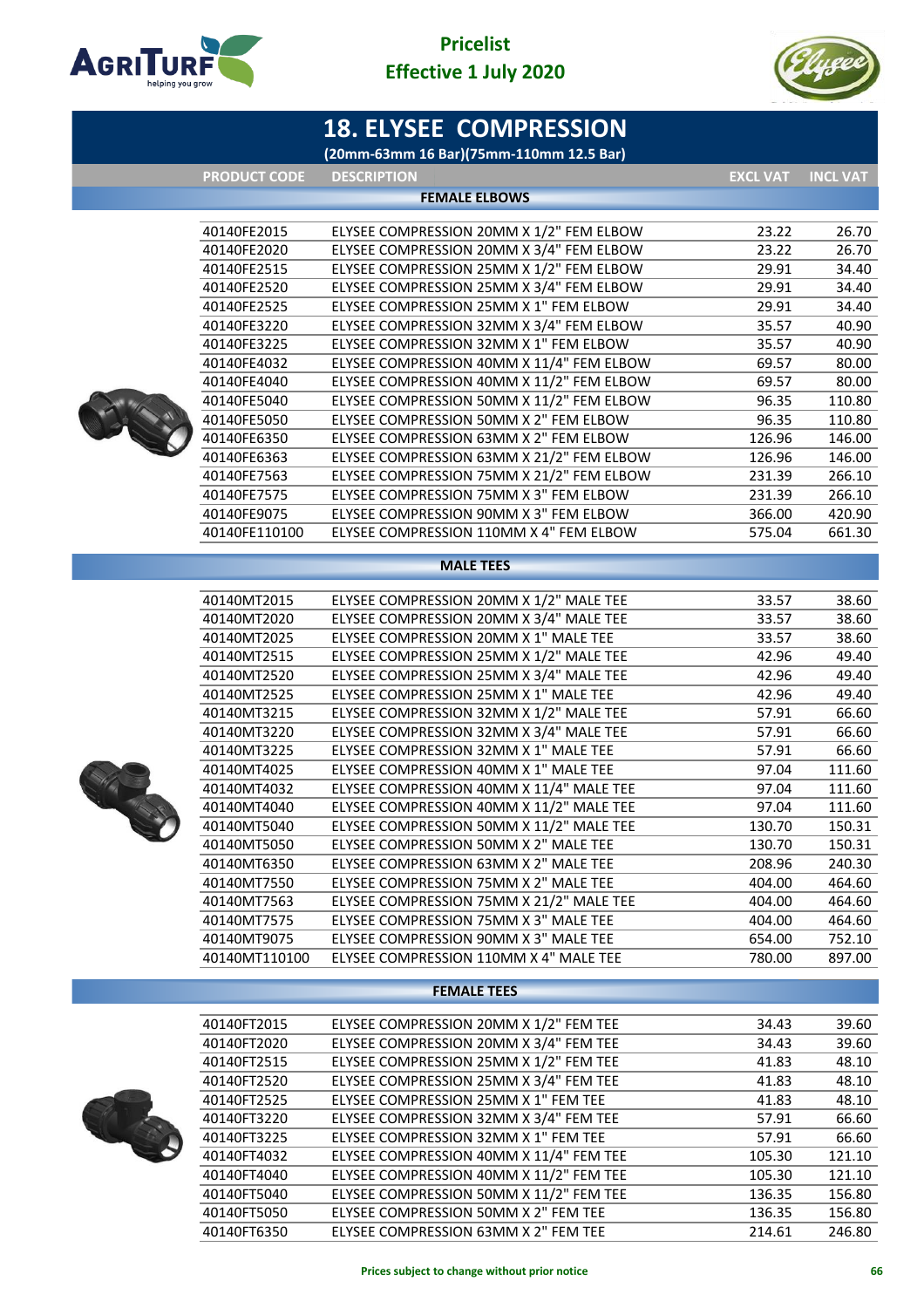Pricelist
Effective 1 July 2020

# 18. ELYSEE COMPRESSION

(20mm-63mm 16 Bar)(75mm-110mm 12.5 Bar)

| PRODUCT CODE | DESCRIPTION | EXCL VAT | INCL VAT |
|---|---|---|---|
| | **FEMALE ELBOWS** | | |
| 40140FE2015 | ELYSEE COMPRESSION 20MM X 1/2" FEM ELBOW | 23.22 | 26.70 |
| 40140FE2020 | ELYSEE COMPRESSION 20MM X 3/4" FEM ELBOW | 23.22 | 26.70 |
| 40140FE2515 | ELYSEE COMPRESSION 25MM X 1/2" FEM ELBOW | 29.91 | 34.40 |
| 40140FE2520 | ELYSEE COMPRESSION 25MM X 3/4" FEM ELBOW | 29.91 | 34.40 |
| 40140FE2525 | ELYSEE COMPRESSION 25MM X 1" FEM ELBOW | 29.91 | 34.40 |
| 40140FE3220 | ELYSEE COMPRESSION 32MM X 3/4" FEM ELBOW | 35.57 | 40.90 |
| 40140FE3225 | ELYSEE COMPRESSION 32MM X 1" FEM ELBOW | 35.57 | 40.90 |
| 40140FE4032 | ELYSEE COMPRESSION 40MM X 11/4" FEM ELBOW | 69.57 | 80.00 |
| 40140FE4040 | ELYSEE COMPRESSION 40MM X 11/2" FEM ELBOW | 69.57 | 80.00 |
| 40140FE5040 | ELYSEE COMPRESSION 50MM X 11/2" FEM ELBOW | 96.35 | 110.80 |
| 40140FE5050 | ELYSEE COMPRESSION 50MM X 2" FEM ELBOW | 96.35 | 110.80 |
| 40140FE6350 | ELYSEE COMPRESSION 63MM X 2" FEM ELBOW | 126.96 | 146.00 |
| 40140FE6363 | ELYSEE COMPRESSION 63MM X 21/2" FEM ELBOW | 126.96 | 146.00 |
| 40140FE7563 | ELYSEE COMPRESSION 75MM X 21/2" FEM ELBOW | 231.39 | 266.10 |
| 40140FE7575 | ELYSEE COMPRESSION 75MM X 3" FEM ELBOW | 231.39 | 266.10 |
| 40140FE9075 | ELYSEE COMPRESSION 90MM X 3" FEM ELBOW | 366.00 | 420.90 |
| 40140FE110100 | ELYSEE COMPRESSION 110MM X 4" FEM ELBOW | 575.04 | 661.30 |
| | **MALE TEES** | | |
| 40140MT2015 | ELYSEE COMPRESSION 20MM X 1/2" MALE TEE | 33.57 | 38.60 |
| 40140MT2020 | ELYSEE COMPRESSION 20MM X 3/4" MALE TEE | 33.57 | 38.60 |
| 40140MT2025 | ELYSEE COMPRESSION 20MM X 1" MALE TEE | 33.57 | 38.60 |
| 40140MT2515 | ELYSEE COMPRESSION 25MM X 1/2" MALE TEE | 42.96 | 49.40 |
| 40140MT2520 | ELYSEE COMPRESSION 25MM X 3/4" MALE TEE | 42.96 | 49.40 |
| 40140MT2525 | ELYSEE COMPRESSION 25MM X 1" MALE TEE | 42.96 | 49.40 |
| 40140MT3215 | ELYSEE COMPRESSION 32MM X 1/2" MALE TEE | 57.91 | 66.60 |
| 40140MT3220 | ELYSEE COMPRESSION 32MM X 3/4" MALE TEE | 57.91 | 66.60 |
| 40140MT3225 | ELYSEE COMPRESSION 32MM X 1" MALE TEE | 57.91 | 66.60 |
| 40140MT4025 | ELYSEE COMPRESSION 40MM X 1" MALE TEE | 97.04 | 111.60 |
| 40140MT4032 | ELYSEE COMPRESSION 40MM X 11/4" MALE TEE | 97.04 | 111.60 |
| 40140MT4040 | ELYSEE COMPRESSION 40MM X 11/2" MALE TEE | 97.04 | 111.60 |
| 40140MT5040 | ELYSEE COMPRESSION 50MM X 11/2" MALE TEE | 130.70 | 150.31 |
| 40140MT5050 | ELYSEE COMPRESSION 50MM X 2" MALE TEE | 130.70 | 150.31 |
| 40140MT6350 | ELYSEE COMPRESSION 63MM X 2" MALE TEE | 208.96 | 240.30 |
| 40140MT7550 | ELYSEE COMPRESSION 75MM X 2" MALE TEE | 404.00 | 464.60 |
| 40140MT7563 | ELYSEE COMPRESSION 75MM X 21/2" MALE TEE | 404.00 | 464.60 |
| 40140MT7575 | ELYSEE COMPRESSION 75MM X 3" MALE TEE | 404.00 | 464.60 |
| 40140MT9075 | ELYSEE COMPRESSION 90MM X 3" MALE TEE | 654.00 | 752.10 |
| 40140MT110100 | ELYSEE COMPRESSION 110MM X 4" MALE TEE | 780.00 | 897.00 |
| | **FEMALE TEES** | | |
| 40140FT2015 | ELYSEE COMPRESSION 20MM X 1/2" FEM TEE | 34.43 | 39.60 |
| 40140FT2020 | ELYSEE COMPRESSION 20MM X 3/4" FEM TEE | 34.43 | 39.60 |
| 40140FT2515 | ELYSEE COMPRESSION 25MM X 1/2" FEM TEE | 41.83 | 48.10 |
| 40140FT2520 | ELYSEE COMPRESSION 25MM X 3/4" FEM TEE | 41.83 | 48.10 |
| 40140FT2525 | ELYSEE COMPRESSION 25MM X 1" FEM TEE | 41.83 | 48.10 |
| 40140FT3220 | ELYSEE COMPRESSION 32MM X 3/4" FEM TEE | 57.91 | 66.60 |
| 40140FT3225 | ELYSEE COMPRESSION 32MM X 1" FEM TEE | 57.91 | 66.60 |
| 40140FT4032 | ELYSEE COMPRESSION 40MM X 11/4" FEM TEE | 105.30 | 121.10 |
| 40140FT4040 | ELYSEE COMPRESSION 40MM X 11/2" FEM TEE | 105.30 | 121.10 |
| 40140FT5040 | ELYSEE COMPRESSION 50MM X 11/2" FEM TEE | 136.35 | 156.80 |
| 40140FT5050 | ELYSEE COMPRESSION 50MM X 2" FEM TEE | 136.35 | 156.80 |
| 40140FT6350 | ELYSEE COMPRESSION 63MM X 2" FEM TEE | 214.61 | 246.80 |

Prices subject to change without prior notice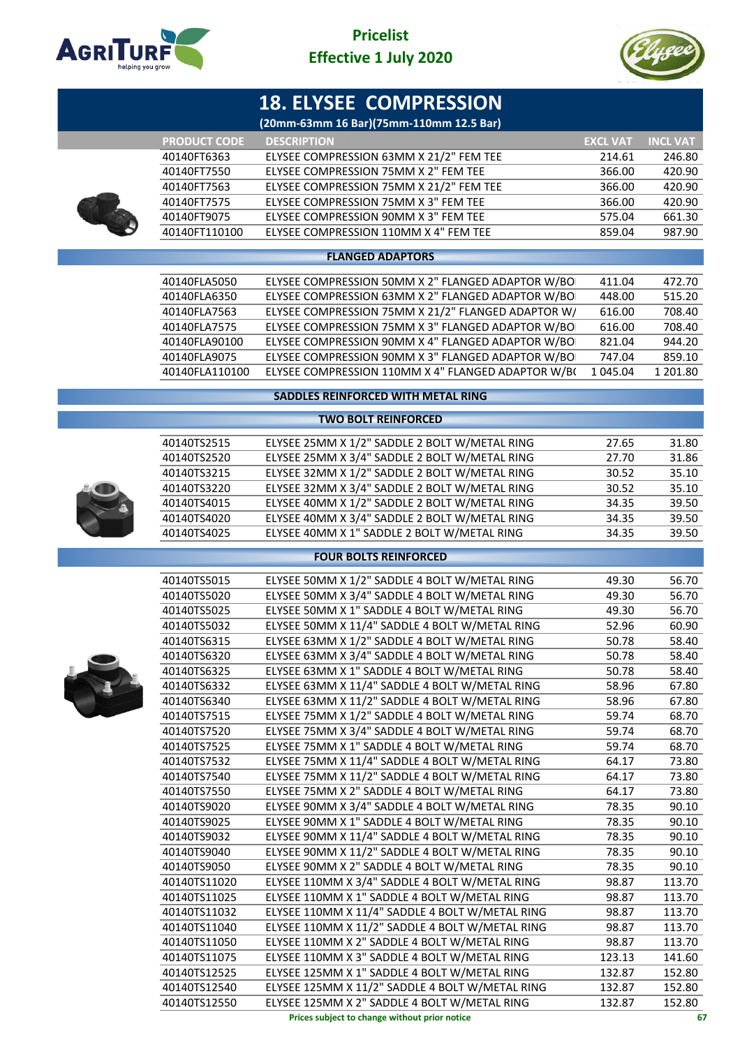**Pricelist**
**Effective 1 July 2020**

# 18. ELYSEE COMPRESSION

(20mm-63mm 16 Bar)(75mm-110mm 12.5 Bar)

| PRODUCT CODE | DESCRIPTION | EXCL VAT | INCL VAT |
|---|---|---|---|
| 40140FT6363 | ELYSEE COMPRESSION 63MM X 21/2" FEM TEE | 214.61 | 246.80 |
| 40140FT7550 | ELYSEE COMPRESSION 75MM X 2" FEM TEE | 366.00 | 420.90 |
| 40140FT7563 | ELYSEE COMPRESSION 75MM X 21/2" FEM TEE | 366.00 | 420.90 |
| 40140FT7575 | ELYSEE COMPRESSION 75MM X 3" FEM TEE | 366.00 | 420.90 |
| 40140FT9075 | ELYSEE COMPRESSION 90MM X 3" FEM TEE | 575.04 | 661.30 |
| 40140FT110100 | ELYSEE COMPRESSION 110MM X 4" FEM TEE | 859.04 | 987.90 |
| | **FLANGED ADAPTORS** | | |
| 40140FLA5050 | ELYSEE COMPRESSION 50MM X 2" FLANGED ADAPTOR W/BO | 411.04 | 472.70 |
| 40140FLA6350 | ELYSEE COMPRESSION 63MM X 2" FLANGED ADAPTOR W/BO | 448.00 | 515.20 |
| 40140FLA7563 | ELYSEE COMPRESSION 75MM X 21/2" FLANGED ADAPTOR W/ | 616.00 | 708.40 |
| 40140FLA7575 | ELYSEE COMPRESSION 75MM X 3" FLANGED ADAPTOR W/BO | 616.00 | 708.40 |
| 40140FLA90100 | ELYSEE COMPRESSION 90MM X 4" FLANGED ADAPTOR W/BO | 821.04 | 944.20 |
| 40140FLA9075 | ELYSEE COMPRESSION 90MM X 3" FLANGED ADAPTOR W/BO | 747.04 | 859.10 |
| 40140FLA110100 | ELYSEE COMPRESSION 110MM X 4" FLANGED ADAPTOR W/B( | 1 045.04 | 1 201.80 |
| | **SADDLES REINFORCED WITH METAL RING** | | |
| | **TWO BOLT REINFORCED** | | |
| 40140TS2515 | ELYSEE 25MM X 1/2" SADDLE 2 BOLT W/METAL RING | 27.65 | 31.80 |
| 40140TS2520 | ELYSEE 25MM X 3/4" SADDLE 2 BOLT W/METAL RING | 27.70 | 31.86 |
| 40140TS3215 | ELYSEE 32MM X 1/2" SADDLE 2 BOLT W/METAL RING | 30.52 | 35.10 |
| 40140TS3220 | ELYSEE 32MM X 3/4" SADDLE 2 BOLT W/METAL RING | 30.52 | 35.10 |
| 40140TS4015 | ELYSEE 40MM X 1/2" SADDLE 2 BOLT W/METAL RING | 34.35 | 39.50 |
| 40140TS4020 | ELYSEE 40MM X 3/4" SADDLE 2 BOLT W/METAL RING | 34.35 | 39.50 |
| 40140TS4025 | ELYSEE 40MM X 1" SADDLE 2 BOLT W/METAL RING | 34.35 | 39.50 |
| | **FOUR BOLTS REINFORCED** | | |
| 40140TS5015 | ELYSEE 50MM X 1/2" SADDLE 4 BOLT W/METAL RING | 49.30 | 56.70 |
| 40140TS5020 | ELYSEE 50MM X 3/4" SADDLE 4 BOLT W/METAL RING | 49.30 | 56.70 |
| 40140TS5025 | ELYSEE 50MM X 1" SADDLE 4 BOLT W/METAL RING | 49.30 | 56.70 |
| 40140TS5032 | ELYSEE 50MM X 11/4" SADDLE 4 BOLT W/METAL RING | 52.96 | 60.90 |
| 40140TS6315 | ELYSEE 63MM X 1/2" SADDLE 4 BOLT W/METAL RING | 50.78 | 58.40 |
| 40140TS6320 | ELYSEE 63MM X 3/4" SADDLE 4 BOLT W/METAL RING | 50.78 | 58.40 |
| 40140TS6325 | ELYSEE 63MM X 1" SADDLE 4 BOLT W/METAL RING | 50.78 | 58.40 |
| 40140TS6332 | ELYSEE 63MM X 11/4" SADDLE 4 BOLT W/METAL RING | 58.96 | 67.80 |
| 40140TS6340 | ELYSEE 63MM X 11/2" SADDLE 4 BOLT W/METAL RING | 58.96 | 67.80 |
| 40140TS7515 | ELYSEE 75MM X 1/2" SADDLE 4 BOLT W/METAL RING | 59.74 | 68.70 |
| 40140TS7520 | ELYSEE 75MM X 3/4" SADDLE 4 BOLT W/METAL RING | 59.74 | 68.70 |
| 40140TS7525 | ELYSEE 75MM X 1" SADDLE 4 BOLT W/METAL RING | 59.74 | 68.70 |
| 40140TS7532 | ELYSEE 75MM X 11/4" SADDLE 4 BOLT W/METAL RING | 64.17 | 73.80 |
| 40140TS7540 | ELYSEE 75MM X 11/2" SADDLE 4 BOLT W/METAL RING | 64.17 | 73.80 |
| 40140TS7550 | ELYSEE 75MM X 2" SADDLE 4 BOLT W/METAL RING | 64.17 | 73.80 |
| 40140TS9020 | ELYSEE 90MM X 3/4" SADDLE 4 BOLT W/METAL RING | 78.35 | 90.10 |
| 40140TS9025 | ELYSEE 90MM X 1" SADDLE 4 BOLT W/METAL RING | 78.35 | 90.10 |
| 40140TS9032 | ELYSEE 90MM X 11/4" SADDLE 4 BOLT W/METAL RING | 78.35 | 90.10 |
| 40140TS9040 | ELYSEE 90MM X 11/2" SADDLE 4 BOLT W/METAL RING | 78.35 | 90.10 |
| 40140TS9050 | ELYSEE 90MM X 2" SADDLE 4 BOLT W/METAL RING | 78.35 | 90.10 |
| 40140TS11020 | ELYSEE 110MM X 3/4" SADDLE 4 BOLT W/METAL RING | 98.87 | 113.70 |
| 40140TS11025 | ELYSEE 110MM X 1" SADDLE 4 BOLT W/METAL RING | 98.87 | 113.70 |
| 40140TS11032 | ELYSEE 110MM X 11/4" SADDLE 4 BOLT W/METAL RING | 98.87 | 113.70 |
| 40140TS11040 | ELYSEE 110MM X 11/2" SADDLE 4 BOLT W/METAL RING | 98.87 | 113.70 |
| 40140TS11050 | ELYSEE 110MM X 2" SADDLE 4 BOLT W/METAL RING | 98.87 | 113.70 |
| 40140TS11075 | ELYSEE 110MM X 3" SADDLE 4 BOLT W/METAL RING | 123.13 | 141.60 |
| 40140TS12525 | ELYSEE 125MM X 1" SADDLE 4 BOLT W/METAL RING | 132.87 | 152.80 |
| 40140TS12540 | ELYSEE 125MM X 11/2" SADDLE 4 BOLT W/METAL RING | 132.87 | 152.80 |
| 40140TS12550 | ELYSEE 125MM X 2" SADDLE 4 BOLT W/METAL RING | 132.87 | 152.80 |

**Prices subject to change without prior notice**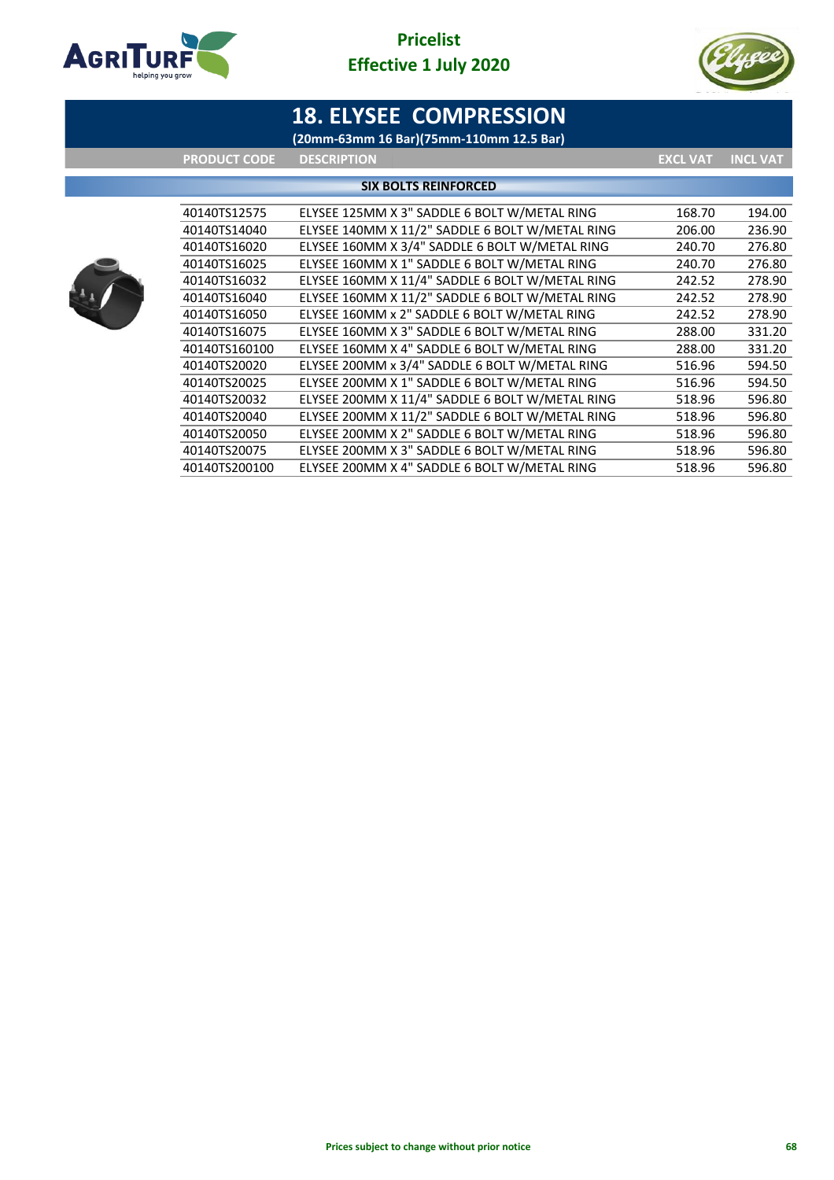# 18. ELYSEE COMPRESSION

**(20mm-63mm 16 Bar)(75mm-110mm 12.5 Bar)**

| PRODUCT CODE | DESCRIPTION | EXCL VAT | INCL VAT |
|---|---|---|---|
| | **SIX BOLTS REINFORCED** | | |
| 40140TS12575 | ELYSEE 125MM X 3" SADDLE 6 BOLT W/METAL RING | 168.70 | 194.00 |
| 40140TS14040 | ELYSEE 140MM X 11/2" SADDLE 6 BOLT W/METAL RING | 206.00 | 236.90 |
| 40140TS16020 | ELYSEE 160MM X 3/4" SADDLE 6 BOLT W/METAL RING | 240.70 | 276.80 |
| 40140TS16025 | ELYSEE 160MM X 1" SADDLE 6 BOLT W/METAL RING | 240.70 | 276.80 |
| 40140TS16032 | ELYSEE 160MM X 11/4" SADDLE 6 BOLT W/METAL RING | 242.52 | 278.90 |
| 40140TS16040 | ELYSEE 160MM X 11/2" SADDLE 6 BOLT W/METAL RING | 242.52 | 278.90 |
| 40140TS16050 | ELYSEE 160MM x 2" SADDLE 6 BOLT W/METAL RING | 242.52 | 278.90 |
| 40140TS16075 | ELYSEE 160MM X 3" SADDLE 6 BOLT W/METAL RING | 288.00 | 331.20 |
| 40140TS160100 | ELYSEE 160MM X 4" SADDLE 6 BOLT W/METAL RING | 288.00 | 331.20 |
| 40140TS20020 | ELYSEE 200MM x 3/4" SADDLE 6 BOLT W/METAL RING | 516.96 | 594.50 |
| 40140TS20025 | ELYSEE 200MM X 1" SADDLE 6 BOLT W/METAL RING | 516.96 | 594.50 |
| 40140TS20032 | ELYSEE 200MM X 11/4" SADDLE 6 BOLT W/METAL RING | 518.96 | 596.80 |
| 40140TS20040 | ELYSEE 200MM X 11/2" SADDLE 6 BOLT W/METAL RING | 518.96 | 596.80 |
| 40140TS20050 | ELYSEE 200MM X 2" SADDLE 6 BOLT W/METAL RING | 518.96 | 596.80 |
| 40140TS20075 | ELYSEE 200MM X 3" SADDLE 6 BOLT W/METAL RING | 518.96 | 596.80 |
| 40140TS200100 | ELYSEE 200MM X 4" SADDLE 6 BOLT W/METAL RING | 518.96 | 596.80 |